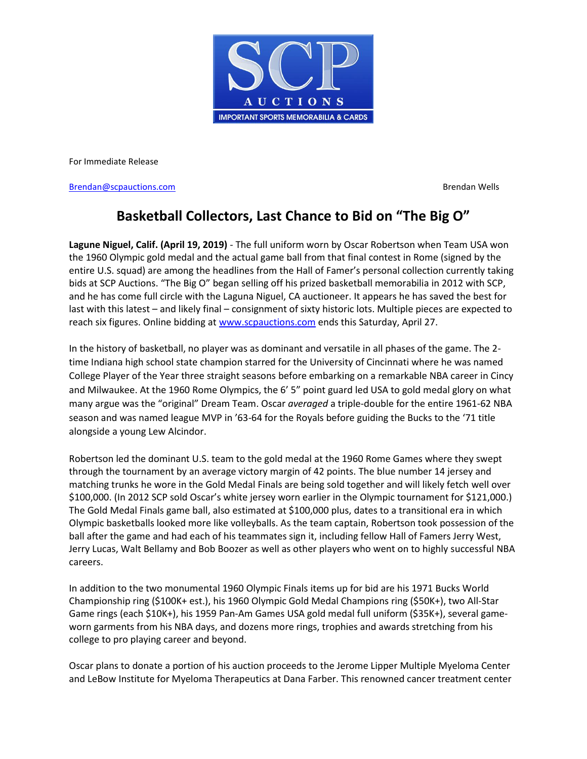SCP AUCTIONS
IMPORTANT SPORTS MEMORABILIA & CARDS

For Immediate Release

Brendan@scpauctions.com Brendan Wells

# Basketball Collectors, Last Chance to Bid on "The Big O"

**Lagune Niguel, Calif. (April 19, 2019)** - The full uniform worn by Oscar Robertson when Team USA won the 1960 Olympic gold medal and the actual game ball from that final contest in Rome (signed by the entire U.S. squad) are among the headlines from the Hall of Famer's personal collection currently taking bids at SCP Auctions. "The Big O" began selling off his prized basketball memorabilia in 2012 with SCP, and he has come full circle with the Laguna Niguel, CA auctioneer. It appears he has saved the best for last with this latest – and likely final – consignment of sixty historic lots. Multiple pieces are expected to reach six figures. Online bidding at www.scpauctions.com ends this Saturday, April 27.

In the history of basketball, no player was as dominant and versatile in all phases of the game. The 2-time Indiana high school state champion starred for the University of Cincinnati where he was named College Player of the Year three straight seasons before embarking on a remarkable NBA career in Cincy and Milwaukee. At the 1960 Rome Olympics, the 6' 5" point guard led USA to gold medal glory on what many argue was the "original" Dream Team. Oscar *averaged* a triple-double for the entire 1961-62 NBA season and was named league MVP in '63-64 for the Royals before guiding the Bucks to the '71 title alongside a young Lew Alcindor.

Robertson led the dominant U.S. team to the gold medal at the 1960 Rome Games where they swept through the tournament by an average victory margin of 42 points. The blue number 14 jersey and matching trunks he wore in the Gold Medal Finals are being sold together and will likely fetch well over $100,000. (In 2012 SCP sold Oscar's white jersey worn earlier in the Olympic tournament for $121,000.) The Gold Medal Finals game ball, also estimated at $100,000 plus, dates to a transitional era in which Olympic basketballs looked more like volleyballs. As the team captain, Robertson took possession of the ball after the game and had each of his teammates sign it, including fellow Hall of Famers Jerry West, Jerry Lucas, Walt Bellamy and Bob Boozer as well as other players who went on to highly successful NBA careers.

In addition to the two monumental 1960 Olympic Finals items up for bid are his 1971 Bucks World Championship ring ($100K+ est.), his 1960 Olympic Gold Medal Champions ring ($50K+), two All-Star Game rings (each $10K+), his 1959 Pan-Am Games USA gold medal full uniform ($35K+), several game-worn garments from his NBA days, and dozens more rings, trophies and awards stretching from his college to pro playing career and beyond.

Oscar plans to donate a portion of his auction proceeds to the Jerome Lipper Multiple Myeloma Center and LeBow Institute for Myeloma Therapeutics at Dana Farber. This renowned cancer treatment center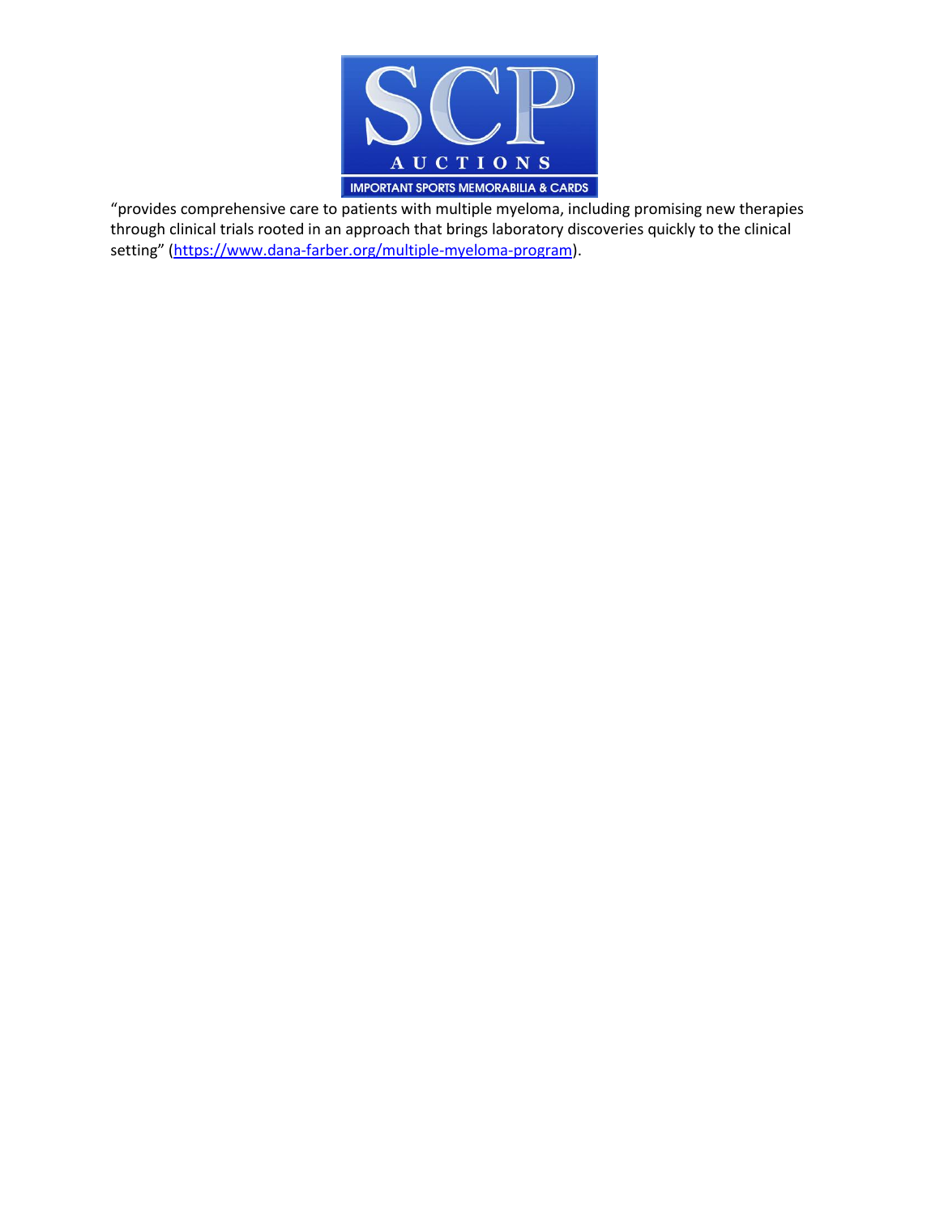"provides comprehensive care to patients with multiple myeloma, including promising new therapies through clinical trials rooted in an approach that brings laboratory discoveries quickly to the clinical setting" (https://www.dana-farber.org/multiple-myeloma-program).